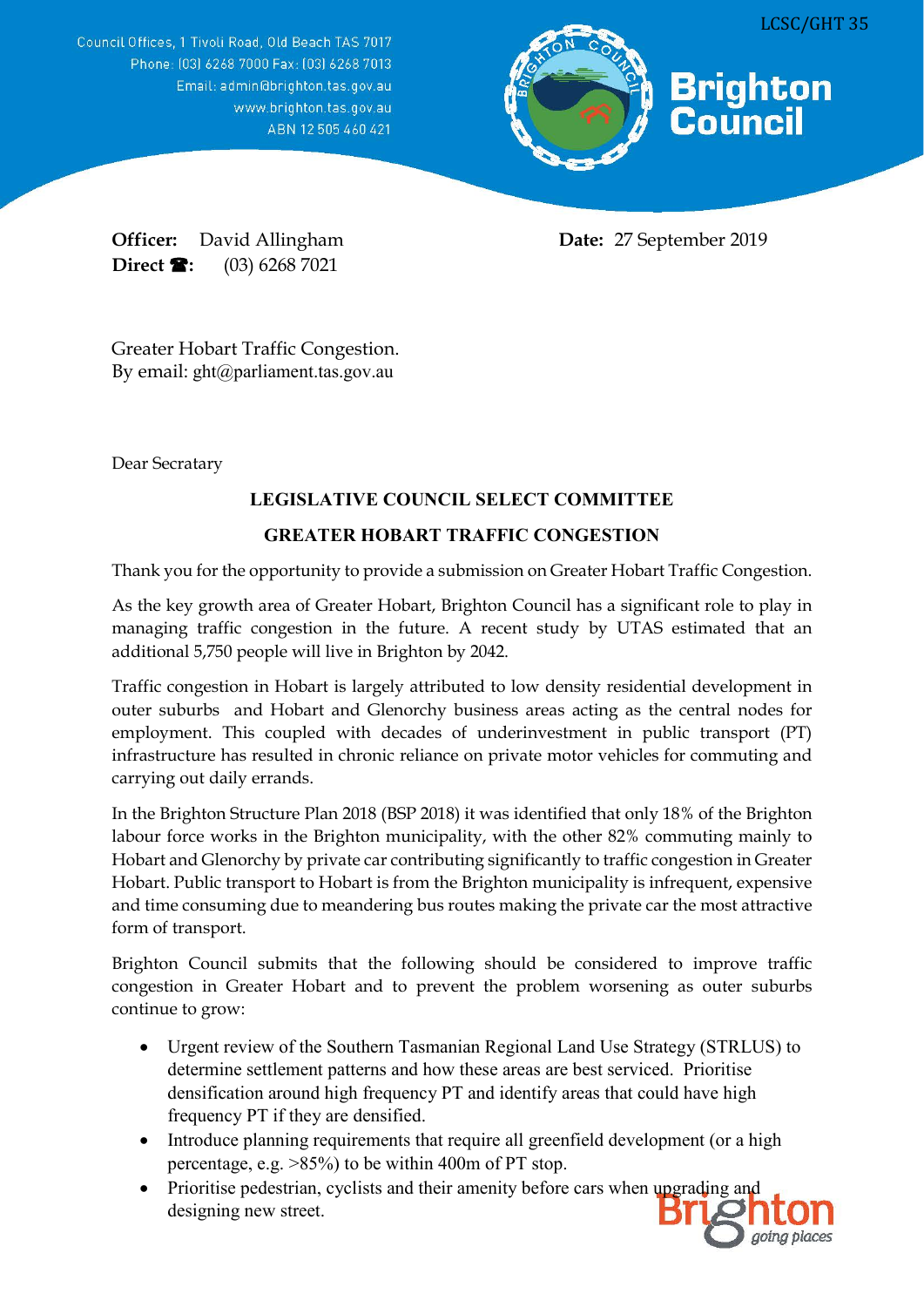LCSC/GHT 35

Council Offices, 1 Tivoli Road, Old Beach TAS 7017
Phone: (03) 6268 7000 Fax: (03) 6268 7013
Email: admin@brighton.tas.gov.au
www.brighton.tas.gov.au
ABN 12 505 460 421

**Brighton Council**

**Officer:** David Allingham
**Direct ☎:** (03) 6268 7021

**Date:** 27 September 2019

Greater Hobart Traffic Congestion.
By email: ght@parliament.tas.gov.au

Dear Secretary

**LEGISLATIVE COUNCIL SELECT COMMITTEE**

**GREATER HOBART TRAFFIC CONGESTION**

Thank you for the opportunity to provide a submission on Greater Hobart Traffic Congestion.

As the key growth area of Greater Hobart, Brighton Council has a significant role to play in managing traffic congestion in the future. A recent study by UTAS estimated that an additional 5,750 people will live in Brighton by 2042.

Traffic congestion in Hobart is largely attributed to low density residential development in outer suburbs and Hobart and Glenorchy business areas acting as the central nodes for employment. This coupled with decades of underinvestment in public transport (PT) infrastructure has resulted in chronic reliance on private motor vehicles for commuting and carrying out daily errands.

In the Brighton Structure Plan 2018 (BSP 2018) it was identified that only 18% of the Brighton labour force works in the Brighton municipality, with the other 82% commuting mainly to Hobart and Glenorchy by private car contributing significantly to traffic congestion in Greater Hobart. Public transport to Hobart is from the Brighton municipality is infrequent, expensive and time consuming due to meandering bus routes making the private car the most attractive form of transport.

Brighton Council submits that the following should be considered to improve traffic congestion in Greater Hobart and to prevent the problem worsening as outer suburbs continue to grow:

- Urgent review of the Southern Tasmanian Regional Land Use Strategy (STRLUS) to determine settlement patterns and how these areas are best serviced. Prioritise densification around high frequency PT and identify areas that could have high frequency PT if they are densified.
- Introduce planning requirements that require all greenfield development (or a high percentage, e.g. >85%) to be within 400m of PT stop.
- Prioritise pedestrian, cyclists and their amenity before cars when upgrading and designing new street.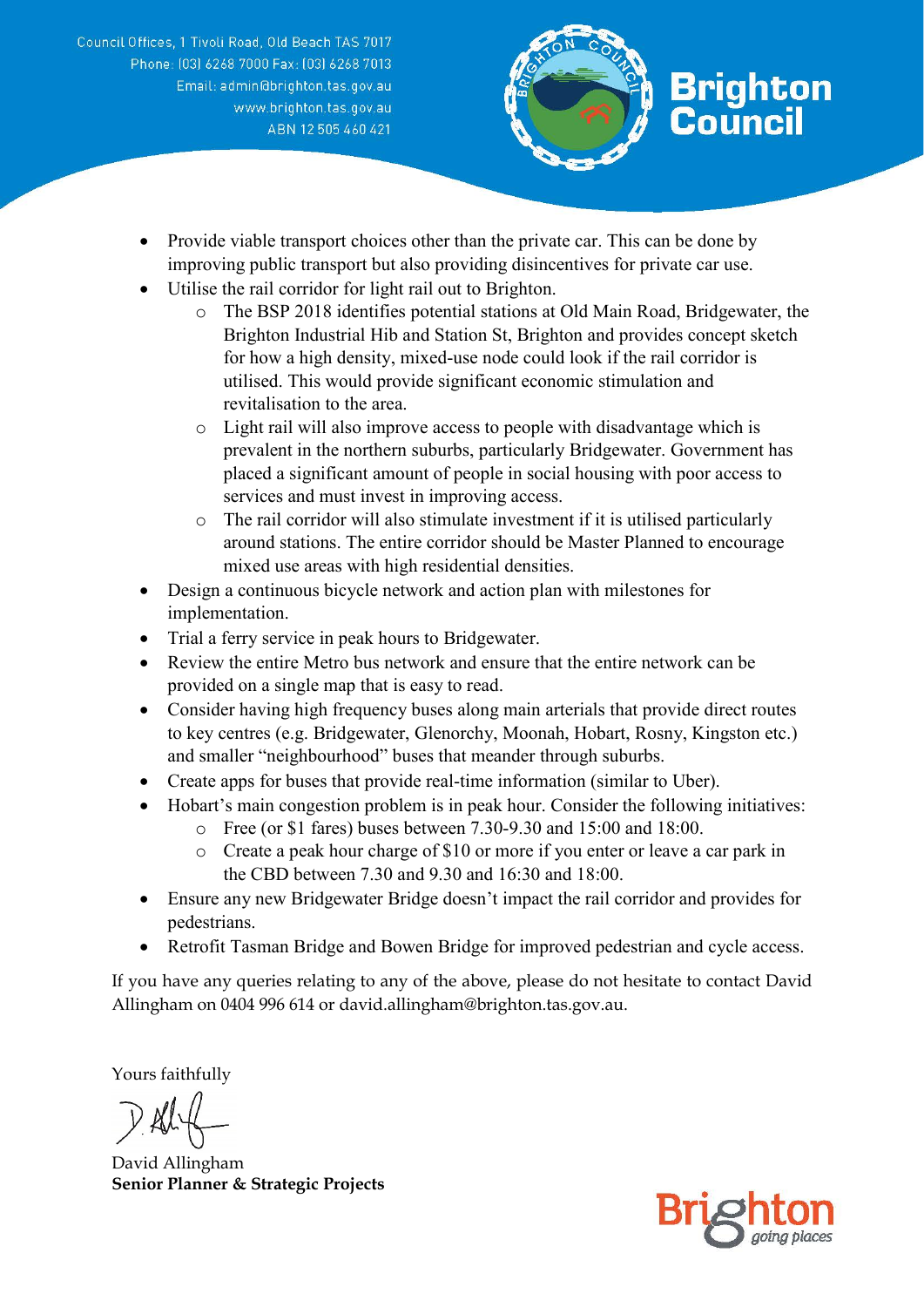- Provide viable transport choices other than the private car. This can be done by improving public transport but also providing disincentives for private car use.
- Utilise the rail corridor for light rail out to Brighton.
  - The BSP 2018 identifies potential stations at Old Main Road, Bridgewater, the Brighton Industrial Hib and Station St, Brighton and provides concept sketch for how a high density, mixed-use node could look if the rail corridor is utilised. This would provide significant economic stimulation and revitalisation to the area.
  - Light rail will also improve access to people with disadvantage which is prevalent in the northern suburbs, particularly Bridgewater. Government has placed a significant amount of people in social housing with poor access to services and must invest in improving access.
  - The rail corridor will also stimulate investment if it is utilised particularly around stations. The entire corridor should be Master Planned to encourage mixed use areas with high residential densities.
- Design a continuous bicycle network and action plan with milestones for implementation.
- Trial a ferry service in peak hours to Bridgewater.
- Review the entire Metro bus network and ensure that the entire network can be provided on a single map that is easy to read.
- Consider having high frequency buses along main arterials that provide direct routes to key centres (e.g. Bridgewater, Glenorchy, Moonah, Hobart, Rosny, Kingston etc.) and smaller "neighbourhood" buses that meander through suburbs.
- Create apps for buses that provide real-time information (similar to Uber).
- Hobart's main congestion problem is in peak hour. Consider the following initiatives:
  - Free (or $1 fares) buses between 7.30-9.30 and 15:00 and 18:00.
  - Create a peak hour charge of $10 or more if you enter or leave a car park in the CBD between 7.30 and 9.30 and 16:30 and 18:00.
- Ensure any new Bridgewater Bridge doesn't impact the rail corridor and provides for pedestrians.
- Retrofit Tasman Bridge and Bowen Bridge for improved pedestrian and cycle access.

If you have any queries relating to any of the above, please do not hesitate to contact David Allingham on 0404 996 614 or david.allingham@brighton.tas.gov.au.

Yours faithfully

David Allingham
**Senior Planner & Strategic Projects**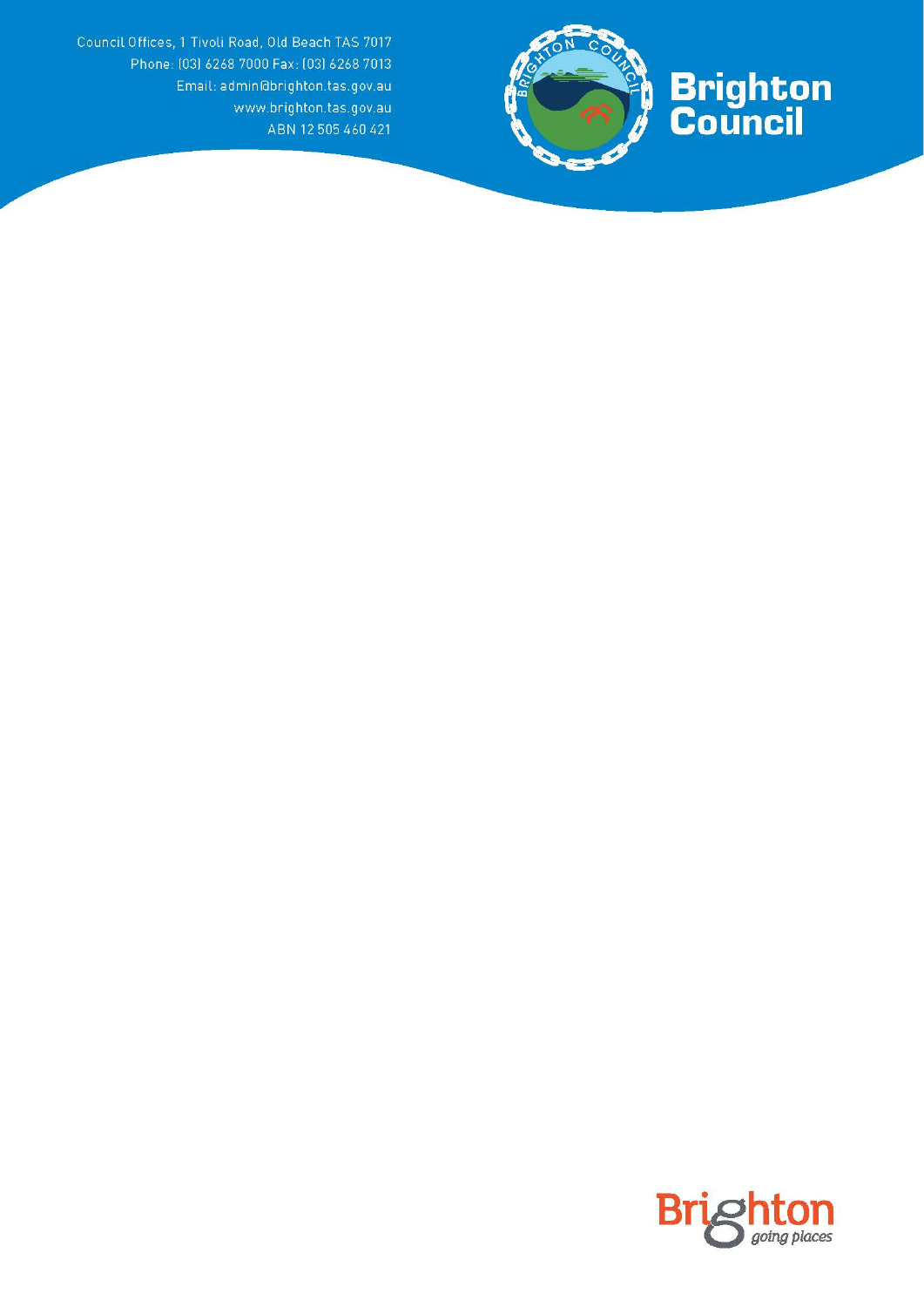Council Offices, 1 Tivoli Road, Old Beach TAS 7017
Phone: (03) 6268 7000 Fax: (03) 6268 7013
Email: admin@brighton.tas.gov.au
www.brighton.tas.gov.au
ABN 12 505 460 421

**Brighton Council**

Brighton *going places*